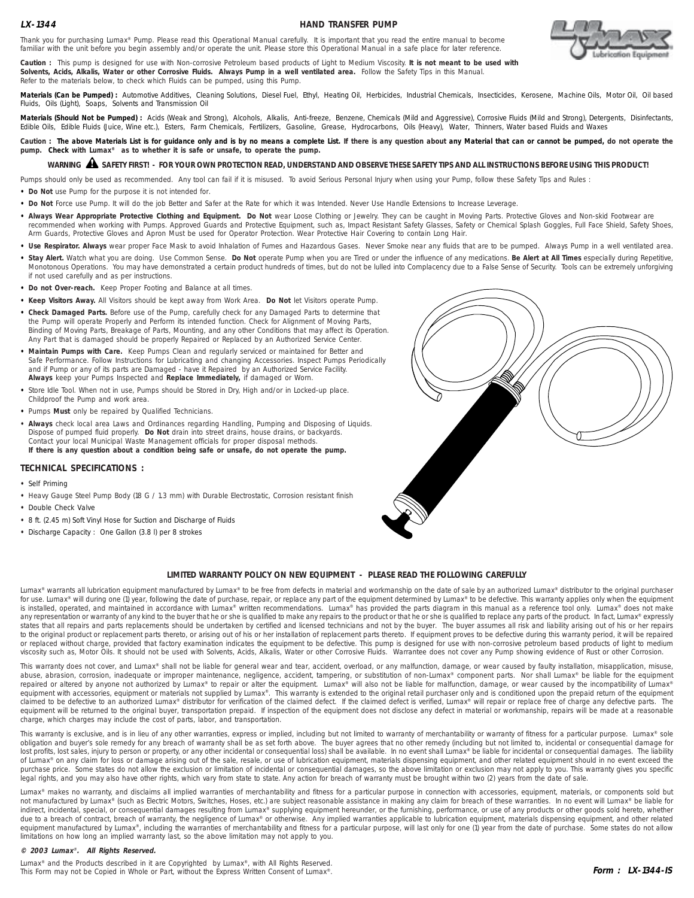**LX-1344**

# HAND TRANSFER PUMP

Thank you for purchasing Lumax® Pump. Please read this Operational Manual carefully. It is important that you read the entire manual to become familiar with the unit before you begin assembly and/or operate the unit. Please store this Operational Manual in a safe place for later reference.

**Caution :** This pump is designed for use with Non-corrosive Petroleum based products of Light to Medium Viscosity. **It is not meant to be used with Solvents, Acids, Alkalis, Water or other Corrosive Fluids. Always Pump in a well ventilated area.** Follow the Safety Tips in this Manual. Refer to the materials below, to check which Fluids can be pumped, using this Pump.

**Materials (Can be Pumped) :** Automotive Additives, Cleaning Solutions, Diesel Fuel, Ethyl, Heating Oil, Herbicides, Industrial Chemicals, Insecticides, Kerosene, Machine Oils, Motor Oil, Oil based Fluids, Oils (Light), Soaps, Solvents and Transmission Oil

**Materials (Should Not be Pumped) :** Acids (Weak and Strong), Alcohols, Alkalis, Anti-freeze, Benzene, Chemicals (Mild and Aggressive), Corrosive Fluids (Mild and Strong), Detergents, Disinfectants, Edible Oils, Edible Fluids (Juice, Wine etc.), Esters, Farm Chemicals, Fertilizers, Gasoline, Grease, Hydrocarbons, Oils (Heavy), Water, Thinners, Water based Fluids and Waxes

**Caution : The above Materials List is for guidance only and is by no means a complete List. If there is any question about any Material that can or cannot be pumped, do not operate the pump. Check with Lumax® as to whether it is safe or unsafe, to operate the pump.**

**WARNING ⚠ SAFETY FIRST! - FOR YOUR OWN PROTECTION READ, UNDERSTAND AND OBSERVE THESE SAFETY TIPS AND ALL INSTRUCTIONS BEFORE USING THIS PRODUCT!**

Pumps should only be used as recommended. Any tool can fail if it is misused. To avoid Serious Personal Injury when using your Pump, follow these Safety Tips and Rules :

- **Do Not** use Pump for the purpose it is not intended for.
- **Do Not** Force use Pump. It will do the job Better and Safer at the Rate for which it was Intended. Never Use Handle Extensions to Increase Leverage.
- **Always Wear Appropriate Protective Clothing and Equipment. Do Not** wear Loose Clothing or Jewelry. They can be caught in Moving Parts. Protective Gloves and Non-skid Footwear are recommended when working with Pumps. Approved Guards and Protective Equipment, such as, Impact Resistant Safety Glasses, Safety or Chemical Splash Goggles, Full Face Shield, Safety Shoes, Arm Guards, Protective Gloves and Apron Must be used for Operator Protection. Wear Protective Hair Covering to contain Long Hair.
- **Use Respirator. Always** wear proper Face Mask to avoid Inhalation of Fumes and Hazardous Gases. Never Smoke near any fluids that are to be pumped. Always Pump in a well ventilated area.
- **Stay Alert.** Watch what you are doing. Use Common Sense. **Do Not** operate Pump when you are Tired or under the influence of any medications. **Be Alert at All Times** especially during Repetitive, Monotonous Operations. You may have demonstrated a certain product hundreds of times, but do not be lulled into Complacency due to a False Sense of Security. Tools can be extremely unforgiving if not used carefully and as per instructions.
- **Do not Over-reach.** Keep Proper Footing and Balance at all times.
- **Keep Visitors Away.** All Visitors should be kept away from Work Area. **Do Not** let Visitors operate Pump.
- **Check Damaged Parts.** Before use of the Pump, carefully check for any Damaged Parts to determine that the Pump will operate Properly and Perform its intended function. Check for Alignment of Moving Parts, Binding of Moving Parts, Breakage of Parts, Mounting, and any other Conditions that may affect its Operation. Any Part that is damaged should be properly Repaired or Replaced by an Authorized Service Center.
- **Maintain Pumps with Care.** Keep Pumps Clean and regularly serviced or maintained for Better and Safe Performance. Follow Instructions for Lubricating and changing Accessories. Inspect Pumps Periodically and if Pump or any of its parts are Damaged - have it Repaired by an Authorized Service Facility. **Always** keep your Pumps Inspected and **Replace Immediately,** if damaged or Worn.
- Store Idle Tool. When not in use, Pumps should be Stored in Dry, High and/or in Locked-up place. Childproof the Pump and work area.
- Pumps **Must** only be repaired by Qualified Technicians.
- **Always** check local area Laws and Ordinances regarding Handling, Pumping and Disposing of Liquids. Dispose of pumped fluid properly. **Do Not** drain into street drains, house drains, or backyards. Contact your local Municipal Waste Management officials for proper disposal methods.
**If there is any question about a condition being safe or unsafe, do not operate the pump.**

## TECHNICAL SPECIFICATIONS :

- Self Priming
- Heavy Gauge Steel Pump Body (18 G / 1.3 mm) with Durable Electrostatic, Corrosion resistant finish
- Double Check Valve
- 8 ft. (2.45 m) Soft Vinyl Hose for Suction and Discharge of Fluids
- Discharge Capacity : One Gallon (3.8 l) per 8 strokes

## LIMITED WARRANTY POLICY ON NEW EQUIPMENT - PLEASE READ THE FOLLOWING CAREFULLY

Lumax® warrants all lubrication equipment manufactured by Lumax® to be free from defects in material and workmanship on the date of sale by an authorized Lumax® distributor to the original purchaser for use. Lumax® will during one (1) year, following the date of purchase, repair, or replace any part of the equipment determined by Lumax® to be defective. This warranty applies only when the equipment is installed, operated, and maintained in accordance with Lumax® written recommendations. Lumax® has provided the parts diagram in this manual as a reference tool only. Lumax® does not make any representation or warranty of any kind to the buyer that he or she is qualified to make any repairs to the product or that he or she is qualified to replace any parts of the product. In fact, Lumax® expressly states that all repairs and parts replacements should be undertaken by certified and licensed technicians and not by the buyer. The buyer assumes all risk and liability arising out of his or her repairs to the original product or replacement parts thereto, or arising out of his or her installation of replacement parts thereto. If equipment proves to be defective during this warranty period, it will be repaired or replaced without charge, provided that factory examination indicates the equipment to be defective. This pump is designed for use with non-corrosive petroleum based products of light to medium viscosity such as, Motor Oils. It should not be used with Solvents, Acids, Alkalis, Water or other Corrosive Fluids. Warrantee does not cover any Pump showing evidence of Rust or other Corrosion.

This warranty does not cover, and Lumax® shall not be liable for general wear and tear, accident, overload, or any malfunction, damage, or wear caused by faulty installation, misapplication, misuse, abuse, abrasion, corrosion, inadequate or improper maintenance, negligence, accident, tampering, or substitution of non-Lumax® component parts. Nor shall Lumax® be liable for the equipment repaired or altered by anyone not authorized by Lumax® to repair or alter the equipment. Lumax® will also not be liable for malfunction, damage, or wear caused by the incompatibility of Lumax® equipment with accessories, equipment or materials not supplied by Lumax®. This warranty is extended to the original retail purchaser only and is conditioned upon the prepaid return of the equipment claimed to be defective to an authorized Lumax® distributor for verification of the claimed defect. If the claimed defect is verified, Lumax® will repair or replace free of charge any defective parts. The equipment will be returned to the original buyer, transportation prepaid. If inspection of the equipment does not disclose any defect in material or workmanship, repairs will be made at a reasonable charge, which charges may include the cost of parts, labor, and transportation.

This warranty is exclusive, and is in lieu of any other warranties, express or implied, including but not limited to warranty of merchantability or warranty of fitness for a particular purpose. Lumax® sole obligation and buyer's sole remedy for any breach of warranty shall be as set forth above. The buyer agrees that no other remedy (including but not limited to, incidental or consequential damage for lost profits, lost sales, injury to person or property, or any other incidental or consequential loss) shall be available. In no event shall Lumax® be liable for incidental or consequential damages. The liability of Lumax® on any claim for loss or damage arising out of the sale, resale, or use of lubrication equipment, materials dispensing equipment, and other related equipment should in no event exceed the purchase price. Some states do not allow the exclusion or limitation of incidental or consequential damages, so the above limitation or exclusion may not apply to you. This warranty gives you specific legal rights, and you may also have other rights, which vary from state to state. Any action for breach of warranty must be brought within two (2) years from the date of sale.

Lumax® makes no warranty, and disclaims all implied warranties of merchantability and fitness for a particular purpose in connection with accessories, equipment, materials, or components sold but not manufactured by Lumax® (such as Electric Motors, Switches, Hoses, etc.) are subject reasonable assistance in making any claim for breach of these warranties. In no event will Lumax® be liable for indirect, incidental, special, or consequential damages resulting from Lumax® supplying equipment hereunder, or the furnishing, performance, or use of any products or other goods sold hereto, whether due to a breach of contract, breach of warranty, the negligence of Lumax® or otherwise. Any implied warranties applicable to lubrication equipment, materials dispensing equipment, and other related equipment manufactured by Lumax®, including the warranties of merchantability and fitness for a particular purpose, will last only for one (1) year from the date of purchase. Some states do not allow limitations on how long an implied warranty last, so the above limitation may not apply to you.

***© 2003 Lumax®. All Rights Reserved.***

Lumax® and the Products described in it are Copyrighted by Lumax®, with All Rights Reserved.
This Form may not be Copied in Whole or Part, without the Express Written Consent of Lumax®.

**Form : LX-1344-IS**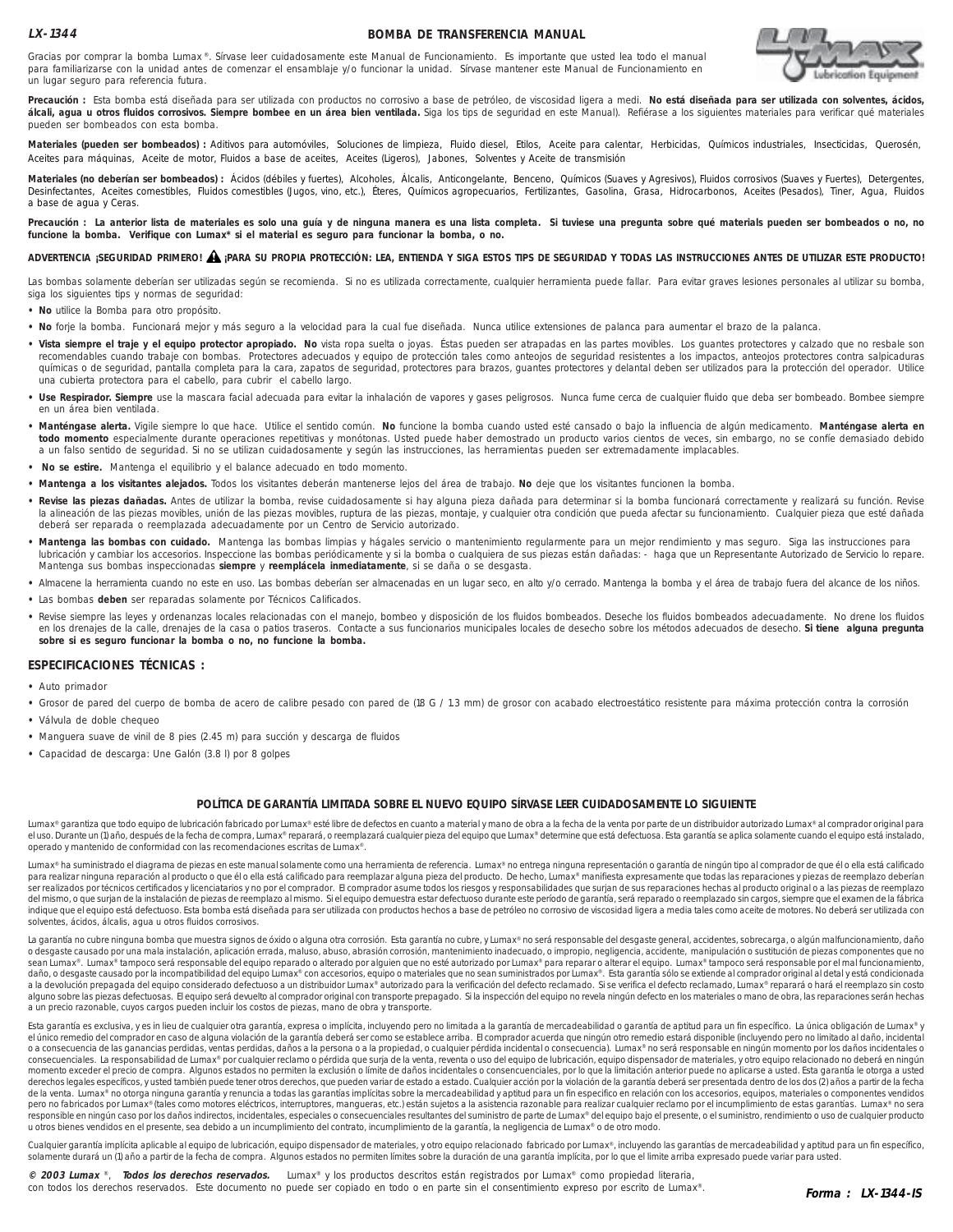**LX-1344**

# BOMBA DE TRANSFERENCIA MANUAL

Gracias por comprar la bomba Lumax®. Sírvase leer cuidadosamente este Manual de Funcionamiento. Es importante que usted lea todo el manual para familiarizarse con la unidad antes de comenzar el ensamblaje y/o funcionar la unidad. Sírvase mantener este Manual de Funcionamiento en un lugar seguro para referencia futura.

**Precaución :** Esta bomba está diseñada para ser utilizada con productos no corrosivo a base de petróleo, de viscosidad ligera a medi. **No está diseñada para ser utilizada con solventes, ácidos, álcali, agua u otros fluidos corrosivos. Siempre bombee en un área bien ventilada.** Siga los tips de seguridad en este Manual). Refiérase a los siguientes materiales para verificar qué materiales pueden ser bombeados con esta bomba.

**Materiales (pueden ser bombeados) :** Aditivos para automóviles, Soluciones de limpieza, Fluido diesel, Etilos, Aceite para calentar, Herbicidas, Químicos industriales, Insecticidas, Querosén, Aceites para máquinas, Aceite de motor, Fluidos a base de aceites, Aceites (Ligeros), Jabones, Solventes y Aceite de transmisión

**Materiales (no deberían ser bombeados) :** Ácidos (débiles y fuertes), Alcoholes, Álcalis, Anticongelante, Benceno, Químicos (Suaves y Agresivos), Fluidos corrosivos (Suaves y Fuertes), Detergentes, Desinfectantes, Aceites comestibles, Fluidos comestibles (Jugos, vino, etc.), Éteres, Químicos agropecuarios, Fertilizantes, Gasolina, Grasa, Hidrocarbonos, Aceites (Pesados), Tiner, Agua, Fluidos a base de agua y Ceras.

**Precaución : La anterior lista de materiales es solo una guía y de ninguna manera es una lista completa. Si tuviese una pregunta sobre qué materials pueden ser bombeados o no, no funcione la bomba. Verifique con Lumax\* si el material es seguro para funcionar la bomba, o no.**

**ADVERTENCIA ¡SEGURIDAD PRIMERO! ⚠ ¡PARA SU PROPIA PROTECCIÓN: LEA, ENTIENDA Y SIGA ESTOS TIPS DE SEGURIDAD Y TODAS LAS INSTRUCCIONES ANTES DE UTILIZAR ESTE PRODUCTO!**

Las bombas solamente deberían ser utilizadas según se recomienda. Si no es utilizada correctamente, cualquier herramienta puede fallar. Para evitar graves lesiones personales al utilizar su bomba, siga los siguientes tips y normas de seguridad:

- **No** utilice la Bomba para otro propósito.
- **No** forje la bomba. Funcionará mejor y más seguro a la velocidad para la cual fue diseñada. Nunca utilice extensiones de palanca para aumentar el brazo de la palanca.
- **Vista siempre el traje y el equipo protector apropiado. No** vista ropa suelta o joyas. Éstas pueden ser atrapadas en las partes movibles. Los guantes protectores y calzado que no resbale son recomendables cuando trabaje con bombas. Protectores adecuados y equipo de protección tales como anteojos de seguridad resistentes a los impactos, anteojos protectores contra salpicaduras químicas o de seguridad, pantalla completa para la cara, zapatos de seguridad, protectores para brazos, guantes protectores y delantal deben ser utilizados para la protección del operador. Utilice una cubierta protectora para el cabello, para cubrir el cabello largo.
- **Use Respirador. Siempre** use la mascara facial adecuada para evitar la inhalación de vapores y gases peligrosos. Nunca fume cerca de cualquier fluido que deba ser bombeado. Bombee siempre en un área bien ventilada.
- **Manténgase alerta.** Vigile siempre lo que hace. Utilice el sentido común. **No** funcione la bomba cuando usted esté cansado o bajo la influencia de algún medicamento. **Manténgase alerta en todo momento** especialmente durante operaciones repetitivas y monótonas. Usted puede haber demostrado un producto varios cientos de veces, sin embargo, no se confíe demasiado debido a un falso sentido de seguridad. Si no se utilizan cuidadosamente y según las instrucciones, las herramientas pueden ser extremadamente implacables.
- **No se estire.** Mantenga el equilibrio y el balance adecuado en todo momento.
- **Mantenga a los visitantes alejados.** Todos los visitantes deberán mantenerse lejos del área de trabajo. **No** deje que los visitantes funcionen la bomba.
- **Revise las piezas dañadas.** Antes de utilizar la bomba, revise cuidadosamente si hay alguna pieza dañada para determinar si la bomba funcionará correctamente y realizará su función. Revise la alineación de las piezas movibles, unión de las piezas movibles, ruptura de las piezas, montaje, y cualquier otra condición que pueda afectar su funcionamiento. Cualquier pieza que esté dañada deberá ser reparada o reemplazada adecuadamente por un Centro de Servicio autorizado.
- **Mantenga las bombas con cuidado.** Mantenga las bombas limpias y hágales servicio o mantenimiento regularmente para un mejor rendimiento y mas seguro. Siga las instrucciones para lubricación y cambiar los accesorios. Inspeccione las bombas periódicamente y si la bomba o cualquiera de sus piezas están dañadas: - haga que un Representante Autorizado de Servicio lo repare. Mantenga sus bombas inspeccionadas **siempre** y **reemplácela inmediatamente**, si se daña o se desgasta.
- Almacene la herramienta cuando no este en uso. Las bombas deberían ser almacenadas en un lugar seco, en alto y/o cerrado. Mantenga la bomba y el área de trabajo fuera del alcance de los niños.
- Las bombas **deben** ser reparadas solamente por Técnicos Calificados.
- Revise siempre las leyes y ordenanzas locales relacionadas con el manejo, bombeo y disposición de los fluidos bombeados. Deseche los fluidos bombeados adecuadamente. No drene los fluidos en los drenajes de la calle, drenajes de la casa o patios traseros. Contacte a sus funcionarios municipales locales de desecho sobre los métodos adecuados de desecho. **Si tiene alguna pregunta sobre si es seguro funcionar la bomba o no, no funcione la bomba.**

## ESPECIFICACIONES TÉCNICAS :

- Auto primador
- Grosor de pared del cuerpo de bomba de acero de calibre pesado con pared de (18 G / 1.3 mm) de grosor con acabado electroestático resistente para máxima protección contra la corrosión
- Válvula de doble chequeo
- Manguera suave de vinil de 8 pies (2.45 m) para succión y descarga de fluidos
- Capacidad de descarga: Une Galón (3.8 l) por 8 golpes

## POLÍTICA DE GARANTÍA LIMITADA SOBRE EL NUEVO EQUIPO SÍRVASE LEER CUIDADOSAMENTE LO SIGUIENTE

Lumax® garantiza que todo equipo de lubricación fabricado por Lumax® esté libre de defectos en cuanto a material y mano de obra a la fecha de la venta por parte de un distribuidor autorizado Lumax® al comprador original para el uso. Durante un (1) año, después de la fecha de compra, Lumax® reparará, o reemplazará cualquier pieza del equipo que Lumax® determine que está defectuosa. Esta garantía se aplica solamente cuando el equipo está instalado, operado y mantenido de conformidad con las recomendaciones escritas de Lumax®.

Lumax® ha suministrado el diagrama de piezas en este manual solamente como una herramienta de referencia. Lumax® no entrega ninguna representación o garantía de ningún tipo al comprador de que él o ella está calificado para realizar ninguna reparación al producto o que él o ella está calificado para reemplazar alguna pieza del producto. De hecho, Lumax® manifiesta expresamente que todas las reparaciones y piezas de reemplazo deberían ser realizados por técnicos certificados y licenciatarios y no por el comprador. El comprador asume todos los riesgos y responsabilidades que surjan de sus reparaciones hechas al producto original o a las piezas de reemplazo del mismo, o que surjan de la instalación de piezas de reemplazo al mismo. Si el equipo demuestra estar defectuoso durante este período de garantía, será reparado o reemplazado sin cargos, siempre que el examen de la fábrica indique que el equipo está defectuoso. Esta bomba está diseñada para ser utilizada con productos hechos a base de petróleo no corrosivo de viscosidad ligera a media tales como aceite de motores. No deberá ser utilizada con solventes, ácidos, álcalis, agua u otros fluidos corrosivos.

La garantía no cubre ninguna bomba que muestra signos de óxido o alguna otra corrosión. Esta garantía no cubre, y Lumax® no será responsable del desgaste general, accidentes, sobrecarga, o algún malfuncionamiento, daño o desgaste causado por una mala instalación, aplicación errada, maluso, abuso, abrasión corrosión, mantenimiento inadecuado, o impropio, negligencia, accidente, manipulación o sustitución de piezas componentes que no sean Lumax®. Lumax® tampoco será responsable del equipo reparado o alterado por alguien que no esté autorizado por Lumax® para reparar o alterar el equipo. Lumax® tampoco será responsable por el mal funcionamiento, daño, o desgaste causado por la incompatibilidad del equipo Lumax® con accesorios, equipo o materiales que no sean suministrados por Lumax®. Esta garantía sólo se extiende al comprador original al detal y está condicionada a la devolución prepagada del equipo considerado defectuoso a un distribuidor Lumax® autorizado para la verificación del defecto reclamado. Si se verifica el defecto reclamado, Lumax® reparará o hará el reemplazo sin costo alguno sobre las piezas defectuosas. El equipo será devuelto al comprador original con transporte prepagado. Si la inspección del equipo no revela ningún defecto en los materiales o mano de obra, las reparaciones serán hechas a un precio razonable, cuyos cargos pueden incluir los costos de piezas, mano de obra y transporte.

Esta garantía es exclusiva, y es in lieu de cualquier otra garantía, expresa o implícita, incluyendo pero no limitada a la garantía de mercadeabilidad o garantía de aptitud para un fin específico. La única obligación de Lumax® y el único remedio del comprador en caso de alguna violación de la garantía deberá ser como se establece arriba. El comprador acuerda que ningún otro remedio estará disponible (incluyendo pero no limitado al daño, incidental o a consecuencia de las ganancias perdidas, ventas perdidas, daños a la persona o a la propiedad, o cualquier pérdida incidental o consecuencia). Lumax® no será responsable en ningún momento por los daños incidentales o consecuenciales. La responsabilidad de Lumax® por cualquier reclamo o pérdida que surja de la venta, reventa o uso del equipo de lubricación, equipo dispensador de materiales, y otro equipo relacionado no deberá en ningún momento exceder el precio de compra. Algunos estados no permiten la exclusión o límite de daños incidentales o consencuenciales, por lo que la limitación anterior puede no aplicarse a usted. Esta garantía le otorga a usted derechos legales específicos, y usted también puede tener otros derechos, que pueden variar de estado a estado. Cualquier acción por la violación de la garantía deberá ser presentada dentro de los dos (2) años a partir de la fecha de la venta. Lumax® no otorga ninguna garantía y renuncia a todas las garantías implícitas sobre la mercadeabilidad y aptitud para un fin específico en relación con los accesorios, equipos, materiales o componentes vendidos pero no fabricados por Lumax® (tales como motores eléctricos, interruptores, mangueras, etc.) están sujetos a la asistencia razonable para realizar cualquier reclamo por el incumplimiento de estas garantías. Lumax® no sera responsable en ningún caso por los daños indirectos, incidentales, especiales o consecuenciales resultantes del suministro de parte de Lumax® del equipo bajo el presente, o el suministro, rendimiento o uso de cualquier producto u otros bienes vendidos en el presente, sea debido a un incumplimiento del contrato, incumplimiento de la garantía, la negligencia de Lumax® o de otro modo.

Cualquier garantía implícita aplicable al equipo de lubricación, equipo dispensador de materiales, y otro equipo relacionado fabricado por Lumax®, incluyendo las garantías de mercadeabilidad y aptitud para un fin específico, solamente durará un (1) año a partir de la fecha de compra. Algunos estados no permiten límites sobre la duración de una garantía implícita, por lo que le límite arriba expresado puede variar para usted.

***© 2003 Lumax®, Todos los derechos reservados.*** Lumax® y los productos descritos están registrados por Lumax® como propiedad literaria, con todos los derechos reservados. Este documento no puede ser copiado en todo o en parte sin el consentimiento expreso por escrito de Lumax®.

***Forma : LX-1344-IS***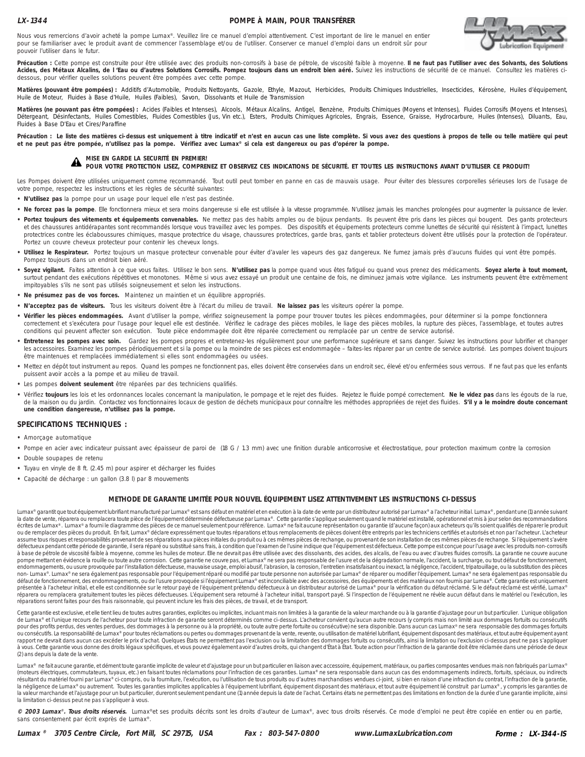**LX-1344**

# POMPE À MAIN, POUR TRANSFÉRER

Nous vous remercions d'avoir acheté la pompe Lumax®. Veuillez lire ce manuel d'emploi attentivement. C'est important de lire le manuel en entier pour se familiariser avec le produit avant de commencer l'assemblage et/ou de l'utiliser. Conserver ce manuel d'emploi dans un endroit sûr pour pouvoir l'utiliser dans le futur.

**Précaution :** Cette pompe est construite pour être utilisée avec des produits non-corrosifs à base de pétrole, de viscosité faible à moyenne. **Il ne faut pas l'utiliser avec des Solvants, des Solutions Acides, des Métaux Alcalins, de l'Eau ou d'autres Solutions Corrosifs. Pompez toujours dans un endroit bien aéré.** Suivez les instructions de sécurité de ce manuel. Consultez les matières ci-dessous, pour vérifier quelles solutions peuvent être pompées avec cette pompe.

**Matières (pouvant être pompées) :** Additifs d'Automobile, Produits Nettoyants, Gazole, Ethyle, Mazout, Herbicides, Produits Chimiques Industrielles, Insecticides, Kérosène, Huiles d'équipement, Huile de Moteur, Fluides à Base d'Huile, Huiles (Faibles), Savon, Dissolvants et Huile de Transmission

**Matières (ne pouvant pas être pompées) :** Acides (Faibles et Intenses), Alcools, Métaux Alcalins, Antigel, Benzène, Produits Chimiques (Moyens et Intenses), Fluides Corrosifs (Moyens et Intenses), Détergeant, Désinfectants, Huiles Comestibles, Fluides Comestibles (Jus, Vin etc.), Esters, Produits Chimiques Agricoles, Engrais, Essence, Graisse, Hydrocarbure, Huiles (Intenses), Diluants, Eau, Fluides à Base D'Eau et Cires/Paraffine

**Précaution : Le liste des matières ci-dessus est uniquement à titre indicatif et n'est en aucun cas une liste complète. Si vous avez des questions à propos de telle ou telle matière qui peut et ne peut pas être pompée, n'utilisez pas la pompe. Vérifiez avec Lumax® si cela est dangereux ou pas d'opérer la pompe.**

**MISE EN GARDE LA SECURITÉ EN PREMIER!**
**POUR VOTRE PROTECTION LISEZ, COMPRENEZ ET OBSERVEZ CES INDICATIONS DE SÉCURITÉ. ET TOUTES LES INSTRUCTIONS AVANT D'UTILISER CE PRODUIT!**

Les Pompes doivent être utilisées uniquement comme recommandé. Tout outil peut tomber en panne en cas de mauvais usage. Pour éviter des blessures corporelles sérieuses lors de l'usage de votre pompe, respectez les instructions et les règles de sécurité suivantes:

- **N'utilisez pas** la pompe pour un usage pour lequel elle n'est pas destinée.
- **Ne forcez pas la pompe**. Elle fonctionnera mieux et sera moins dangereuse si elle est utilisée à la vitesse programmée. N'utilisez jamais les manches prolongées pour augmenter la puissance de levier.
- **Portez toujours des vêtements et équipements convenables.** Ne mettez pas des habits amples ou de bijoux pendants. Ils peuvent être pris dans les pièces qui bougent. Des gants protecteurs et des chaussures antidérapantes sont recommandés lorsque vous travaillez avec les pompes. Des dispositifs et équipements protecteurs comme lunettes de sécurité qui résistent à l'impact, lunettes protectrices contre les éclaboussures chimiques, masque protectrice du visage, chaussures protectrices, garde bras, gants et tablier protecteurs doivent être utilisés pour la protection de l'opérateur. Portez un couvre cheveux protecteur pour contenir les cheveux longs.
- **Utilisez le Respirateur.** Portez toujours un masque protecteur convenable pour éviter d'avaler les vapeurs des gaz dangereux. Ne fumez jamais près d'aucuns fluides qui vont être pompés. Pompez toujours dans un endroit bien aéré.
- **Soyez vigilant.** Faites attention à ce que vous faites. Utilisez le bon sens. **N'utilisez pas** la pompe quand vous êtes fatigué ou quand vous prenez des médicaments. **Soyez alerte à tout moment,** surtout pendant des exécutions répétitives et monotones. Même si vous avez essayé un produit une centaine de fois, ne diminuez jamais votre vigilance. Les instruments peuvent être extrêmement impitoyables s'ils ne sont pas utilisés soigneusement et selon les instructions.
- **Ne présumez pas de vos forces.** Maintenez un maintien et un équilibre appropriés.
- **N'acceptez pas de visiteurs.** Tous les visiteurs doivent être à l'écart du milieu de travail. **Ne laissez pas** les visiteurs opérer la pompe.
- **Vérifier les pièces endommagées.** Avant d'utiliser la pompe, vérifiez soigneusement la pompe pour trouver toutes les pièces endommagées, pour déterminer si la pompe fonctionnera correctement et s'exécutera pour l'usage pour lequel elle est destinée. Vérifiez le cadrage des pièces mobiles, le liage des pièces mobiles, la rupture des pièces, l'assemblage, et toutes autres conditions qui peuvent affecter son exécution. Toute pièce endommagée doit être réparée correctement ou remplacée par un centre de service autorisé.
- **Entretenez les pompes avec soin.** Gardez les pompes propres et entretenez-les régulièrement pour une performance supérieure et sans danger. Suivez les instructions pour lubrifier et changer les accessoires. Examinez les pompes périodiquement et si la pompe ou la moindre de ses pièces est endommagée – faites-les réparer par un centre de service autorisé. Les pompes doivent toujours être maintenues et remplacées immédiatement si elles sont endommagées ou usées.
- Mettez en dépôt tout instrument au repos. Quand les pompes ne fonctionnent pas, elles doivent être conservées dans un endroit sec, élevé et/ou enfermées sous verrous. Il ne faut pas que les enfants puissent avoir accès à la pompe et au milieu de travail.
- Les pompes **doivent seulement** être réparées par des techniciens qualifiés.
- Vérifiez **toujours** les lois et les ordonnances locales concernant la manipulation, le pompage et le rejet des fluides. Rejetez le fluide pompé correctement. **Ne le videz pas** dans les égouts de la rue, de la maison ou du jardin. Contactez vos fonctionnaires locaux de gestion de déchets municipaux pour connaître les méthodes appropriées de rejet des fluides. **S'il y a le moindre doute concernant une condition dangereuse, n'utilisez pas la pompe.**

## SPECIFICATIONS TECHNIQUES :

- Amorçage automatique
- Pompe en acier avec indicateur puissant avec épaisseur de paroi de (18 G / 1.3 mm) avec une finition durable anticorrosive et électrostatique, pour protection maximum contre la corrosion
- Double soupapes de retenu
- Tuyau en vinyle de 8 ft. (2.45 m) pour aspirer et décharger les fluides
- Capacité de décharge : un gallon (3.8 l) par 8 mouvements

## METHODE DE GARANTIE LIMITÉE POUR NOUVEL ÉQUIPEMENT LISEZ ATTENTIVEMENT LES INSTRUCTIONS CI-DESSUS

Lumax® garantit que tout équipement lubrifiant manufacturé par Lumax® est sans défaut en matériel et en exécution à la date de vente par un distributeur autorisé par Lumax® à l'acheteur initial. Lumax®, pendant une (1) année suivant la date de vente, réparera ou remplacera toute pièce de l'équipement déterminée défectueuse par Lumax®. Cette garantie s'applique seulement quand le matériel est installé, opérationnel et mis à jour selon des recommandations écrites de Lumax®. Lumax® a fourni le diagramme des pièces de ce manuel seulement pour référence. Lumax® ne fait aucune représentation ou garantie (d'aucune façon) aux acheteurs qu'ils soient qualifiés de réparer le produit ou de remplacer des pièces du produit. En fait, Lumax® déclare expressément que toutes réparations et tous remplacements de pièces doivent être entrepris par les techniciens certifiés et autorisés et non par l'acheteur. L'acheteur assume tous risques et responsabilités provenant de ses réparations aux pièces initiales du produit ou à ces mêmes pièces de rechange, ou provenant de son installation de ces mêmes pièces de rechange. Si l'équipement s'avère défectueux pendant cette période de garantie, il sera réparé ou substitué sans frais, à condition que l'examen de l'usine indique que l'équipement est défectueux. Cette pompe est conçue pour l'usage avec les produits non-corrosifs à base de pétrole de viscosité faible à moyenne, comme les huiles de moteur. Elle ne devrait pas être utilisée avec des dissolvants, des acides, des alcalis, de l'eau ou avec d'autres fluides corrosifs. La garantie ne couvre aucune pompe mettant en évidence la rouille ou toute autre corrosion. Cette garantie ne couvre pas, et Lumax® ne sera pas responsable de l'usure et de la dégradation normale, l'accident, la surcharge, ou tout défaut de fonctionnement, endommagements, ou usure provoquée par l'installation défectueuse, mauvaise usage, emploi abusif, l'abrasion, la corrosion, l'entretien insatisfaisant ou inexact, la négligence, l'accident, tripatouillage, ou la substitution des pièces non- Lumax®. Lumax® ne sera également pas responsable pour l'équipement réparé ou modifié par toute personne non autorisée par Lumax® de réparer ou modifier l'équipement. Lumax® ne sera également pas responsable du défaut de fonctionnement, des endommagements, ou de l'usure provoquée si l'équipement Lumax® est inconciliable avec des accessoires, des équipements et des matériaux non fournis par Lumax®. Cette garantie est uniquement présentée à l'acheteur initial, et elle est conditionnée sur le retour payé de l'équipement prétendu défectueux à un distributeur autorisé de Lumax® pour la vérification du défaut réclamé. Si le défaut réclamé est vérifié, Lumax® réparera ou remplacera gratuitement toutes les pièces défectueuses. L'équipement sera retourné à l'acheteur initial, transport payé. Si l'inspection de l'équipement ne révèle aucun défaut dans le matériel ou l'exécution, les réparations seront faites pour des frais raisonnable, qui peuvent inclure les frais des pièces, de travail, et de transport.

Cette garantie est exclusive, et elle tient lieu de toutes autres garanties, explicites ou implicites, incluant mais non limitées à la garantie de la valeur marchande ou à la garantie d'ajustage pour un but particulier. L'unique obligation de Lumax® et l'unique recours de l'acheteur pour toute infraction de garantie seront déterminés comme ci-dessus. L'acheteur convient qu'aucun autre recours (y compris mais non limité aux dommages fortuits ou consécutifs pour des profits perdus, des ventes perdues, des dommages à la personne ou à la propriété, ou toute autre perte fortuite ou consécutive) ne sera disponible. Dans aucun cas Lumax® ne sera responsable des dommages fortuits ou consécutifs. La responsabilité de Lumax® pour toutes réclamations ou pertes ou dommages provenant de la vente, revente, ou utilisation de matériel lubrifiant, équipement disposant des matériaux, et tout autre équipement ayant rapport ne devrait dans aucun cas excéder le prix d'achat. Quelques États ne permettent pas l'exclusion ou la limitation des dommages fortuits ou consécutifs, ainsi la limitation ou l'exclusion ci-dessus peut ne pas s'appliquer à vous. Cette garantie vous donne des droits légaux spécifiques, et vous pouvez également avoir d'autres droits, qui changent d'État à État. Toute action pour l'infraction de la garantie doit être réclamée dans une période de deux (2) ans depuis la date de la vente.

Lumax® ne fait aucune garantie, et dément toute garantie implicite de valeur et d'ajustage pour un but particulier en liaison avec accessoire, équipement, matériaux, ou parties composantes vendues mais non fabriqués par Lumax® (moteurs électriques, commutateurs, tuyaux, etc.) en faisant toutes réclamations pour l'infraction de ces garanties. Lumax® ne sera responsable dans aucun cas des endommagements indirects, fortuits, spéciaux, ou indirects résultant du matériel fourni par Lumax® ci-compris, ou la fourniture, l'exécution, ou l'utilisation de tous produits ou d'autres marchandises vendues ci-joint, si bien en raison d'une infraction du contrat, l'infraction de la garantie, la négligence de Lumax® ou autrement. Toutes les garanties implicites applicables à l'équipement lubrifiant, équipement disposant des matériaux, et tout autre équipement lié construit par Lumax®, y compris les garanties de la valeur marchande et l'ajustage pour un but particulier, dureront seulement pendant une (1) année depuis la date de l'achat. Certains états ne permettent pas des limitations en fonction de la durée d'une garantie implicite, ainsi la limitation ci-dessus peut ne pas s'appliquer à vous.

***© 2003 Lumax®. Tous droits réservés.*** Lumax® et ses produits décrits sont les droits d'auteur de Lumax®, avec tous droits réservés. Ce mode d'emploi ne peut être copiée en entier ou en partie, sans consentement par écrit exprès de Lumax®.

*Lumax® 3705 Centre Circle, Fort Mill, SC 29715, USA Fax : 803-547-0800 www.LumaxLubrication.com Forme : LX-1344-IS*